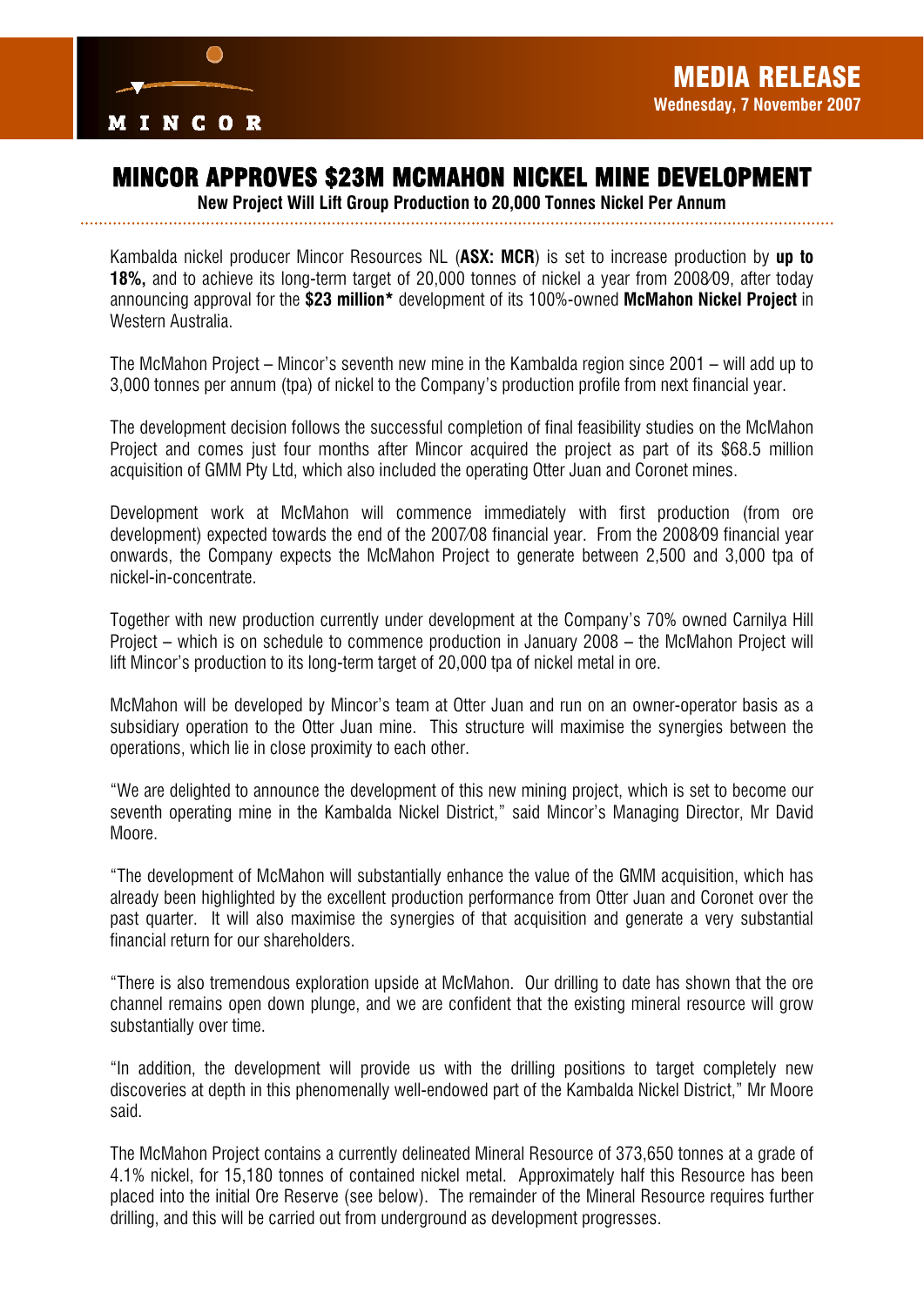MINCOR

**MEDIA RELEASE**
**Wednesday, 7 November 2007**

# MINCOR APPROVES $23M MCMAHON NICKEL MINE DEVELOPMENT

**New Project Will Lift Group Production to 20,000 Tonnes Nickel Per Annum**

Kambalda nickel producer Mincor Resources NL (**ASX: MCR**) is set to increase production by **up to 18%,** and to achieve its long-term target of 20,000 tonnes of nickel a year from 2008/09, after today announcing approval for the **$23 million*** development of its 100%-owned **McMahon Nickel Project** in Western Australia.

The McMahon Project – Mincor's seventh new mine in the Kambalda region since 2001 – will add up to 3,000 tonnes per annum (tpa) of nickel to the Company's production profile from next financial year.

The development decision follows the successful completion of final feasibility studies on the McMahon Project and comes just four months after Mincor acquired the project as part of its $68.5 million acquisition of GMM Pty Ltd, which also included the operating Otter Juan and Coronet mines.

Development work at McMahon will commence immediately with first production (from ore development) expected towards the end of the 2007/08 financial year. From the 2008/09 financial year onwards, the Company expects the McMahon Project to generate between 2,500 and 3,000 tpa of nickel-in-concentrate.

Together with new production currently under development at the Company's 70% owned Carnilya Hill Project – which is on schedule to commence production in January 2008 – the McMahon Project will lift Mincor's production to its long-term target of 20,000 tpa of nickel metal in ore.

McMahon will be developed by Mincor's team at Otter Juan and run on an owner-operator basis as a subsidiary operation to the Otter Juan mine. This structure will maximise the synergies between the operations, which lie in close proximity to each other.

"We are delighted to announce the development of this new mining project, which is set to become our seventh operating mine in the Kambalda Nickel District," said Mincor's Managing Director, Mr David Moore.

"The development of McMahon will substantially enhance the value of the GMM acquisition, which has already been highlighted by the excellent production performance from Otter Juan and Coronet over the past quarter. It will also maximise the synergies of that acquisition and generate a very substantial financial return for our shareholders.

"There is also tremendous exploration upside at McMahon. Our drilling to date has shown that the ore channel remains open down plunge, and we are confident that the existing mineral resource will grow substantially over time.

"In addition, the development will provide us with the drilling positions to target completely new discoveries at depth in this phenomenally well-endowed part of the Kambalda Nickel District," Mr Moore said.

The McMahon Project contains a currently delineated Mineral Resource of 373,650 tonnes at a grade of 4.1% nickel, for 15,180 tonnes of contained nickel metal. Approximately half this Resource has been placed into the initial Ore Reserve (see below). The remainder of the Mineral Resource requires further drilling, and this will be carried out from underground as development progresses.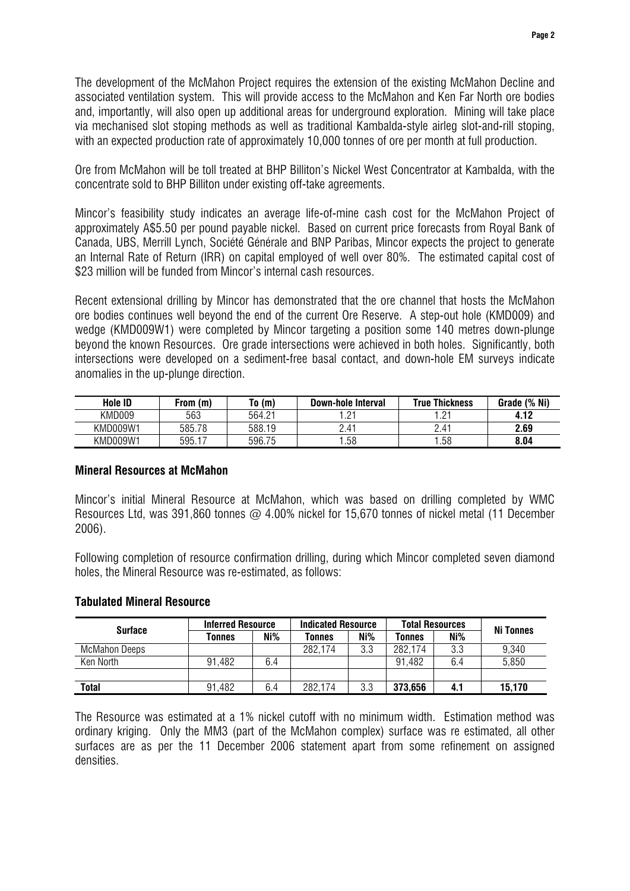The development of the McMahon Project requires the extension of the existing McMahon Decline and associated ventilation system. This will provide access to the McMahon and Ken Far North ore bodies and, importantly, will also open up additional areas for underground exploration. Mining will take place via mechanised slot stoping methods as well as traditional Kambalda-style airleg slot-and-rill stoping, with an expected production rate of approximately 10,000 tonnes of ore per month at full production.

Ore from McMahon will be toll treated at BHP Billiton's Nickel West Concentrator at Kambalda, with the concentrate sold to BHP Billiton under existing off-take agreements.

Mincor's feasibility study indicates an average life-of-mine cash cost for the McMahon Project of approximately A$5.50 per pound payable nickel. Based on current price forecasts from Royal Bank of Canada, UBS, Merrill Lynch, Société Générale and BNP Paribas, Mincor expects the project to generate an Internal Rate of Return (IRR) on capital employed of well over 80%. The estimated capital cost of $23 million will be funded from Mincor's internal cash resources.

Recent extensional drilling by Mincor has demonstrated that the ore channel that hosts the McMahon ore bodies continues well beyond the end of the current Ore Reserve. A step-out hole (KMD009) and wedge (KMD009W1) were completed by Mincor targeting a position some 140 metres down-plunge beyond the known Resources. Ore grade intersections were achieved in both holes. Significantly, both intersections were developed on a sediment-free basal contact, and down-hole EM surveys indicate anomalies in the up-plunge direction.

| Hole ID | From (m) | To (m) | Down-hole Interval | True Thickness | Grade (% Ni) |
|---|---|---|---|---|---|
| KMD009 | 563 | 564.21 | 1.21 | 1.21 | **4.12** |
| KMD009W1 | 585.78 | 588.19 | 2.41 | 2.41 | **2.69** |
| KMD009W1 | 595.17 | 596.75 | 1.58 | 1.58 | **8.04** |

### Mineral Resources at McMahon

Mincor's initial Mineral Resource at McMahon, which was based on drilling completed by WMC Resources Ltd, was 391,860 tonnes @ 4.00% nickel for 15,670 tonnes of nickel metal (11 December 2006).

Following completion of resource confirmation drilling, during which Mincor completed seven diamond holes, the Mineral Resource was re-estimated, as follows:

### Tabulated Mineral Resource

| Surface | Inferred Resource | | Indicated Resource | | Total Resources | | Ni Tonnes |
|---|---|---|---|---|---|---|---|
| | Tonnes | Ni% | Tonnes | Ni% | Tonnes | Ni% | |
| McMahon Deeps | | | 282,174 | 3.3 | 282,174 | 3.3 | 9,340 |
| Ken North | 91,482 | 6.4 | | | 91,482 | 6.4 | 5,850 |
| | | | | | | | |
| **Total** | 91,482 | 6.4 | 282,174 | 3.3 | **373,656** | **4.1** | **15,170** |

The Resource was estimated at a 1% nickel cutoff with no minimum width. Estimation method was ordinary kriging. Only the MM3 (part of the McMahon complex) surface was re estimated, all other surfaces are as per the 11 December 2006 statement apart from some refinement on assigned densities.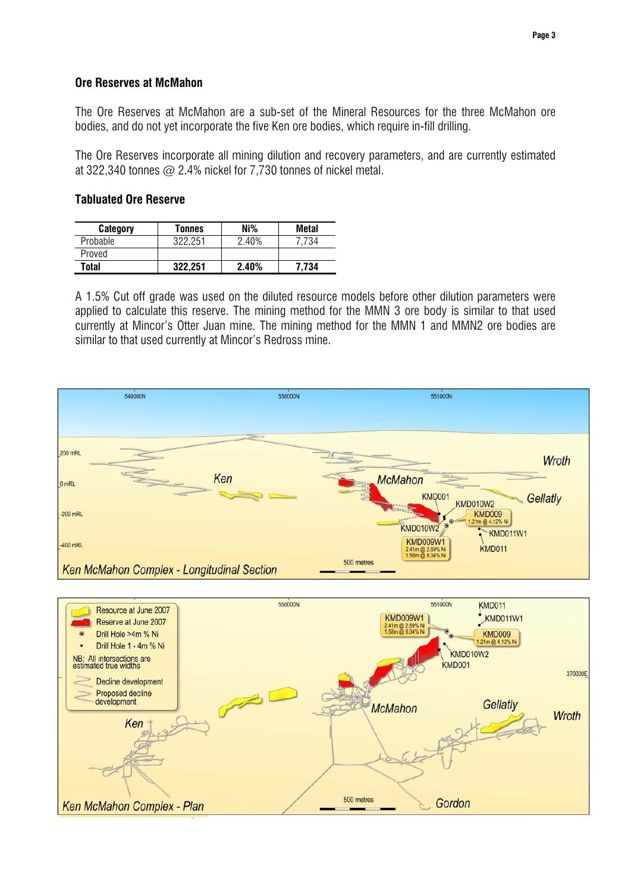## Ore Reserves at McMahon

The Ore Reserves at McMahon are a sub-set of the Mineral Resources for the three McMahon ore bodies, and do not yet incorporate the five Ken ore bodies, which require in-fill drilling.

The Ore Reserves incorporate all mining dilution and recovery parameters, and are currently estimated at 322,340 tonnes @ 2.4% nickel for 7,730 tonnes of nickel metal.

### Tabluated Ore Reserve

| Category | Tonnes | Ni% | Metal |
|---|---|---|---|
| Probable | 322,251 | 2.40% | 7,734 |
| Proved | | | |
| **Total** | **322,251** | **2.40%** | **7,734** |

A 1.5% Cut off grade was used on the diluted resource models before other dilution parameters were applied to calculate this reserve. The mining method for the MMN 3 ore body is similar to that used currently at Mincor's Otter Juan mine. The mining method for the MMN 1 and MMN2 ore bodies are similar to that used currently at Mincor's Redross mine.

Ken McMahon Complex - Longitudinal Section

Ken McMahon Complex - Plan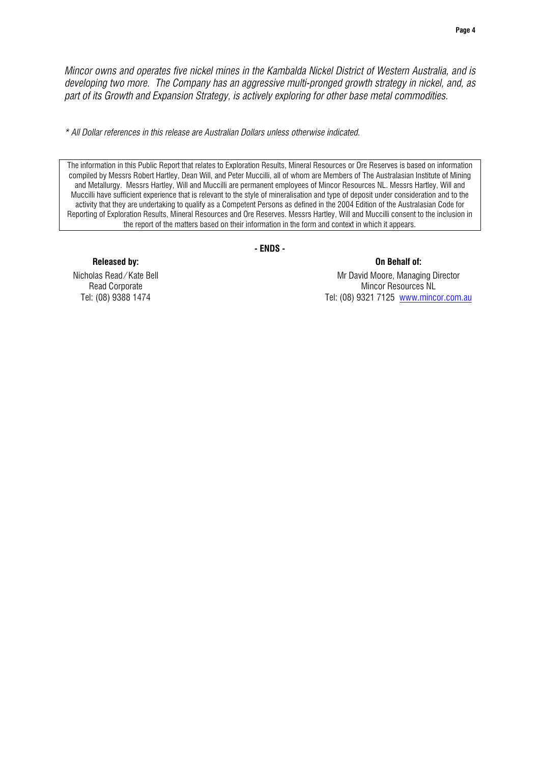*Mincor owns and operates five nickel mines in the Kambalda Nickel District of Western Australia, and is developing two more. The Company has an aggressive multi-pronged growth strategy in nickel, and, as part of its Growth and Expansion Strategy, is actively exploring for other base metal commodities.*

*\* All Dollar references in this release are Australian Dollars unless otherwise indicated.*

The information in this Public Report that relates to Exploration Results, Mineral Resources or Ore Reserves is based on information compiled by Messrs Robert Hartley, Dean Will, and Peter Muccilli, all of whom are Members of The Australasian Institute of Mining and Metallurgy. Messrs Hartley, Will and Muccilli are permanent employees of Mincor Resources NL. Messrs Hartley, Will and Muccilli have sufficient experience that is relevant to the style of mineralisation and type of deposit under consideration and to the activity that they are undertaking to qualify as a Competent Persons as defined in the 2004 Edition of the Australasian Code for Reporting of Exploration Results, Mineral Resources and Ore Reserves. Messrs Hartley, Will and Muccilli consent to the inclusion in the report of the matters based on their information in the form and context in which it appears.

**- ENDS -**

**Released by:**

Nicholas Read / Kate Bell
Read Corporate
Tel: (08) 9388 1474

**On Behalf of:**

Mr David Moore, Managing Director
Mincor Resources NL
Tel: (08) 9321 7125 www.mincor.com.au